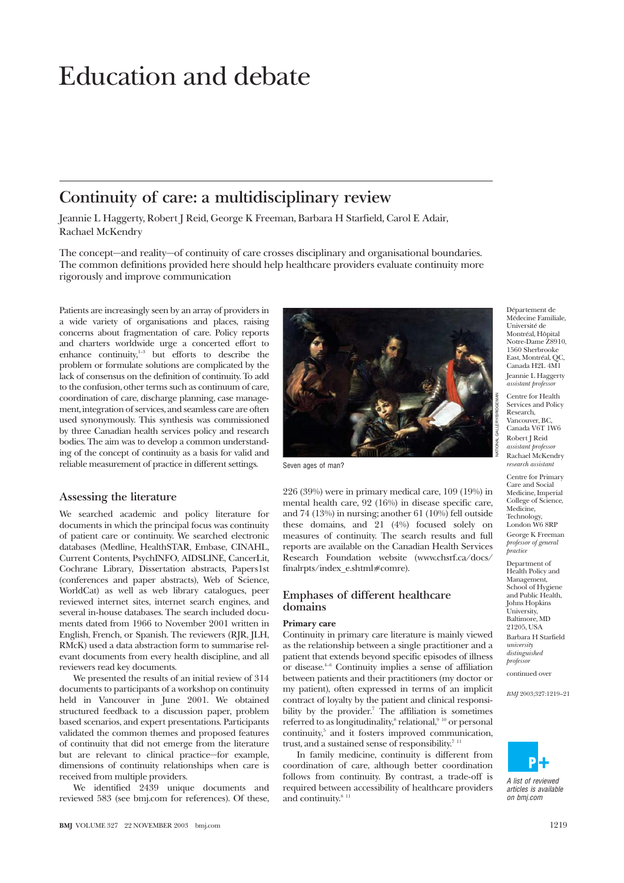# Education and debate

## Continuity of care: a multidisciplinary review

Jeannie L Haggerty, Robert J Reid, George K Freeman, Barbara H Starfield, Carol E Adair, Rachael McKendry

The concept—and reality—of continuity of care crosses disciplinary and organisational boundaries. The common definitions provided here should help healthcare providers evaluate continuity more rigorously and improve communication

Patients are increasingly seen by an array of providers in a wide variety of organisations and places, raising concerns about fragmentation of care. Policy reports and charters worldwide urge a concerted effort to enhance continuity,[1-3] but efforts to describe the problem or formulate solutions are complicated by the lack of consensus on the definition of continuity. To add to the confusion, other terms such as continuum of care, coordination of care, discharge planning, case management, integration of services, and seamless care are often used synonymously. This synthesis was commissioned by three Canadian health services policy and research bodies. The aim was to develop a common understanding of the concept of continuity as a basis for valid and reliable measurement of practice in different settings.

Seven ages of man?

### Assessing the literature

We searched academic and policy literature for documents in which the principal focus was continuity of patient care or continuity. We searched electronic databases (Medline, HealthSTAR, Embase, CINAHL, Current Contents, PsychINFO, AIDSLINE, CancerLit, Cochrane Library, Dissertation abstracts, Papers1st (conferences and paper abstracts), Web of Science, WorldCat) as well as web library catalogues, peer reviewed internet sites, internet search engines, and several in-house databases. The search included documents dated from 1966 to November 2001 written in English, French, or Spanish. The reviewers (RJR, JLH, RMcK) used a data abstraction form to summarise relevant documents from every health discipline, and all reviewers read key documents.

We presented the results of an initial review of 314 documents to participants of a workshop on continuity held in Vancouver in June 2001. We obtained structured feedback to a discussion paper, problem based scenarios, and expert presentations. Participants validated the common themes and proposed features of continuity that did not emerge from the literature but are relevant to clinical practice—for example, dimensions of continuity relationships when care is received from multiple providers.

We identified 2439 unique documents and reviewed 583 (see bmj.com for references). Of these, 226 (39%) were in primary medical care, 109 (19%) in mental health care, 92 (16%) in disease specific care, and 74 (13%) in nursing; another 61 (10%) fell outside these domains, and 21 (4%) focused solely on measures of continuity. The search results and full reports are available on the Canadian Health Services Research Foundation website (www.chsrf.ca/docs/finalrpts/index_e.shtml#comre).

### Emphases of different healthcare domains

#### Primary care

Continuity in primary care literature is mainly viewed as the relationship between a single practitioner and a patient that extends beyond specific episodes of illness or disease.[4-6] Continuity implies a sense of affiliation between patients and their practitioners (my doctor or my patient), often expressed in terms of an implicit contract of loyalty by the patient and clinical responsibility by the provider.[7] The affiliation is sometimes referred to as longitudinality,[8] relational,[9 10] or personal continuity,[5] and it fosters improved communication, trust, and a sustained sense of responsibility.[7 11]

In family medicine, continuity is different from coordination of care, although better coordination follows from continuity. By contrast, a trade-off is required between accessibility of healthcare providers and continuity.[8 11]

Département de Médecine Familiale, Université de Montréal, Hôpital Notre-Dame Z8910, 1560 Sherbrooke East, Montréal, QC, Canada H2L 4M1
Jeannie L Haggerty *assistant professor*

Centre for Health Services and Policy Research, Vancouver, BC, Canada V6T 1W6
Robert J Reid *assistant professor*
Rachael McKendry *research assistant*

Centre for Primary Care and Social Medicine, Imperial College of Science, Medicine, Technology, London W6 8RP
George K Freeman *professor of general practice*

Department of Health Policy and Management, School of Hygiene and Public Health, Johns Hopkins University, Baltimore, MD 21205, USA
Barbara H Starfield *university distinguished professor*

continued over

*BMJ* 2003;327:1219–21

A list of reviewed articles is available on bmj.com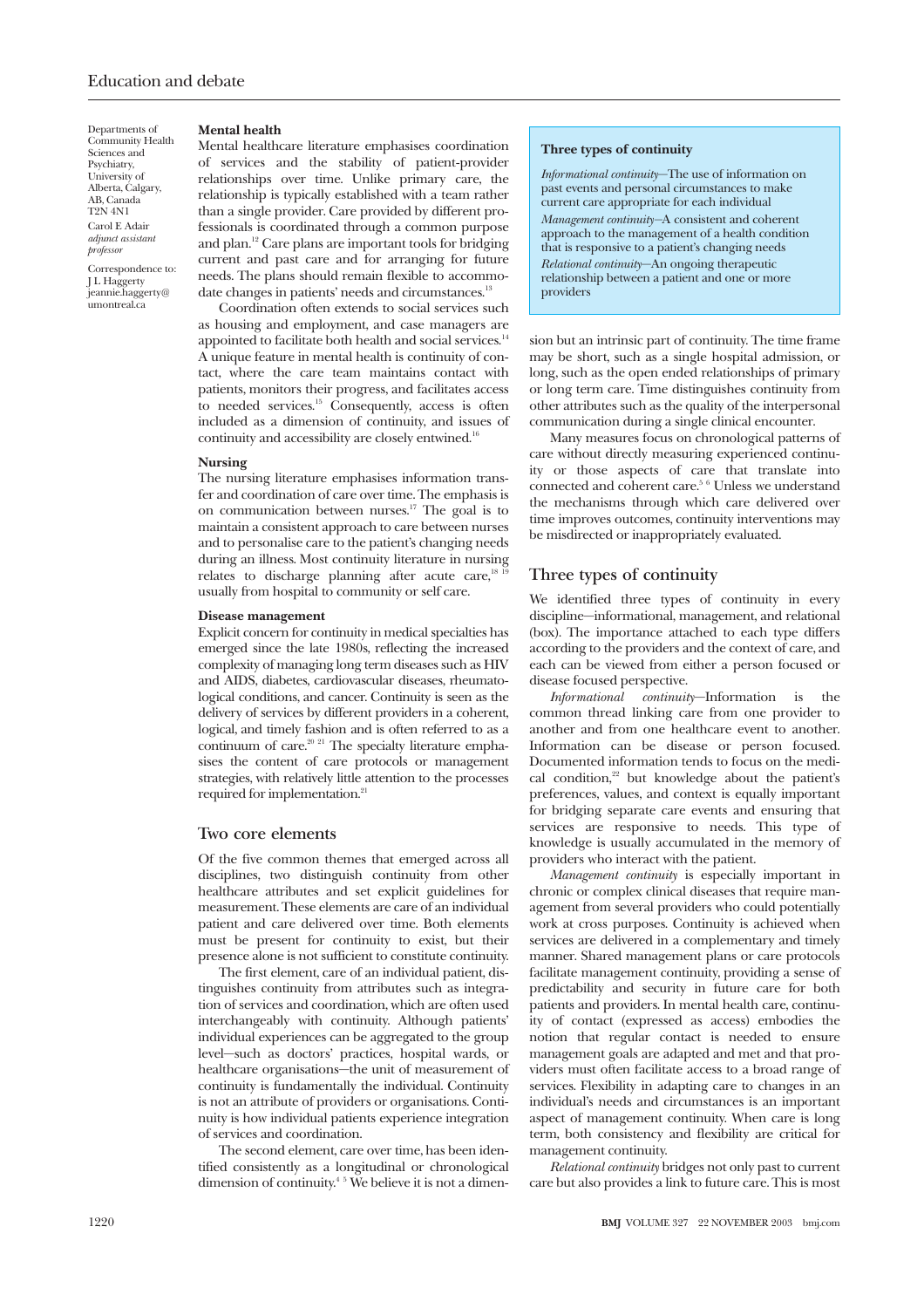Departments of Community Health Sciences and Psychiatry, University of Alberta, Calgary, AB, Canada T2N 4N1

Carol E Adair *adjunct assistant professor*

Correspondence to: J L Haggerty jeannie.haggerty@umontreal.ca

### Mental health

Mental healthcare literature emphasises coordination of services and the stability of patient-provider relationships over time. Unlike primary care, the relationship is typically established with a team rather than a single provider. Care provided by different professionals is coordinated through a common purpose and plan.[12] Care plans are important tools for bridging current and past care and for arranging for future needs. The plans should remain flexible to accommodate changes in patients' needs and circumstances.[13]

Coordination often extends to social services such as housing and employment, and case managers are appointed to facilitate both health and social services.[14] A unique feature in mental health is continuity of contact, where the care team maintains contact with patients, monitors their progress, and facilitates access to needed services.[15] Consequently, access is often included as a dimension of continuity, and issues of continuity and accessibility are closely entwined.[16]

### Nursing

The nursing literature emphasises information transfer and coordination of care over time. The emphasis is on communication between nurses.[17] The goal is to maintain a consistent approach to care between nurses and to personalise care to the patient's changing needs during an illness. Most continuity literature in nursing relates to discharge planning after acute care,[18 19] usually from hospital to community or self care.

### Disease management

Explicit concern for continuity in medical specialties has emerged since the late 1980s, reflecting the increased complexity of managing long term diseases such as HIV and AIDS, diabetes, cardiovascular diseases, rheumatological conditions, and cancer. Continuity is seen as the delivery of services by different providers in a coherent, logical, and timely fashion and is often referred to as a continuum of care.[20 21] The specialty literature emphasises the content of care protocols or management strategies, with relatively little attention to the processes required for implementation.[21]

## Two core elements

Of the five common themes that emerged across all disciplines, two distinguish continuity from other healthcare attributes and set explicit guidelines for measurement. These elements are care of an individual patient and care delivered over time. Both elements must be present for continuity to exist, but their presence alone is not sufficient to constitute continuity.

The first element, care of an individual patient, distinguishes continuity from attributes such as integration of services and coordination, which are often used interchangeably with continuity. Although patients' individual experiences can be aggregated to the group level—such as doctors' practices, hospital wards, or healthcare organisations—the unit of measurement of continuity is fundamentally the individual. Continuity is not an attribute of providers or organisations. Continuity is how individual patients experience integration of services and coordination.

The second element, care over time, has been identified consistently as a longitudinal or chronological dimension of continuity.[4 5] We believe it is not a dimension but an intrinsic part of continuity. The time frame may be short, such as a single hospital admission, or long, such as the open ended relationships of primary or long term care. Time distinguishes continuity from other attributes such as the quality of the interpersonal communication during a single clinical encounter.

Many measures focus on chronological patterns of care without directly measuring experienced continuity or those aspects of care that translate into connected and coherent care.[5 6] Unless we understand the mechanisms through which care delivered over time improves outcomes, continuity interventions may be misdirected or inappropriately evaluated.

> **Three types of continuity**
>
> *Informational continuity*—The use of information on past events and personal circumstances to make current care appropriate for each individual
>
> *Management continuity*—A consistent and coherent approach to the management of a health condition that is responsive to a patient's changing needs
>
> *Relational continuity*—An ongoing therapeutic relationship between a patient and one or more providers

## Three types of continuity

We identified three types of continuity in every discipline—informational, management, and relational (box). The importance attached to each type differs according to the providers and the context of care, and each can be viewed from either a person focused or disease focused perspective.

*Informational continuity*—Information is the common thread linking care from one provider to another and from one healthcare event to another. Information can be disease or person focused. Documented information tends to focus on the medical condition,[22] but knowledge about the patient's preferences, values, and context is equally important for bridging separate care events and ensuring that services are responsive to needs. This type of knowledge is usually accumulated in the memory of providers who interact with the patient.

*Management continuity* is especially important in chronic or complex clinical diseases that require management from several providers who could potentially work at cross purposes. Continuity is achieved when services are delivered in a complementary and timely manner. Shared management plans or care protocols facilitate management continuity, providing a sense of predictability and security in future care for both patients and providers. In mental health care, continuity of contact (expressed as access) embodies the notion that regular contact is needed to ensure management goals are adapted and met and that providers must often facilitate access to a broad range of services. Flexibility in adapting care to changes in an individual's needs and circumstances is an important aspect of management continuity. When care is long term, both consistency and flexibility are critical for management continuity.

*Relational continuity* bridges not only past to current care but also provides a link to future care. This is most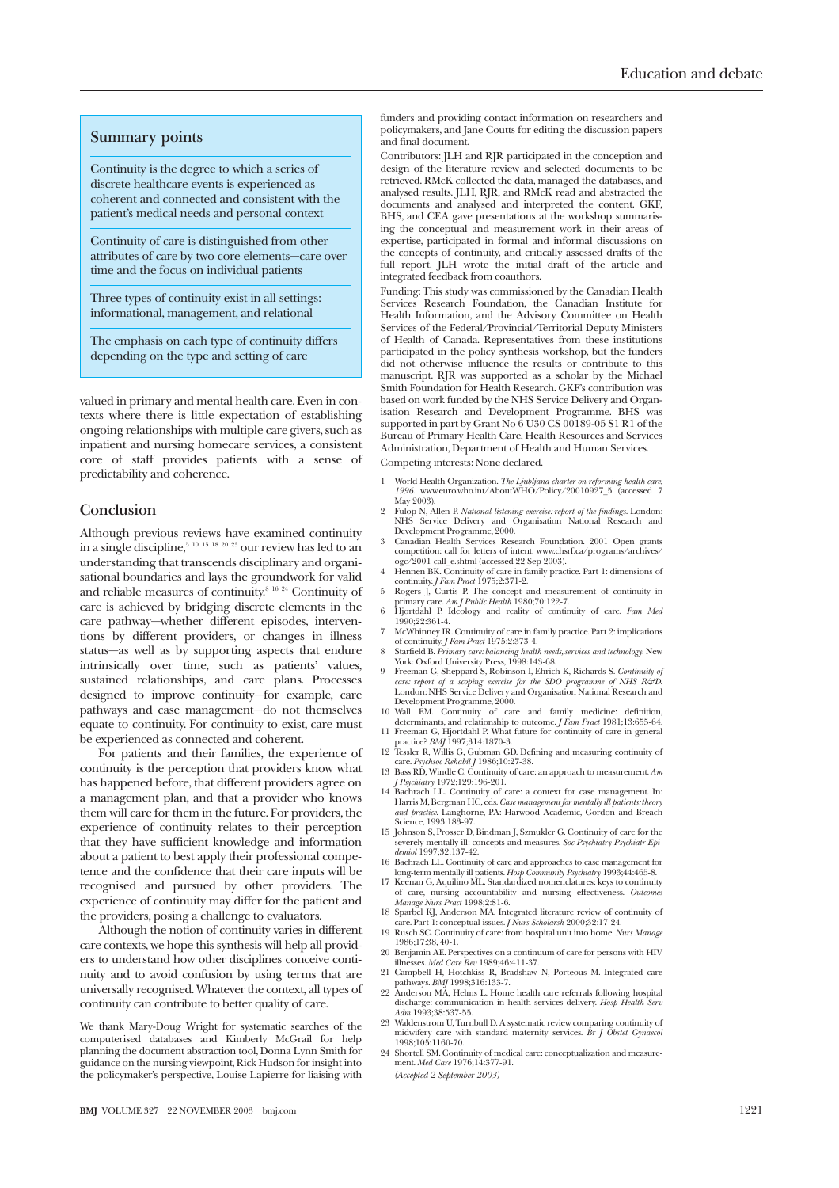## Summary points

Continuity is the degree to which a series of discrete healthcare events is experienced as coherent and connected and consistent with the patient's medical needs and personal context

Continuity of care is distinguished from other attributes of care by two core elements—care over time and the focus on individual patients

Three types of continuity exist in all settings: informational, management, and relational

The emphasis on each type of continuity differs depending on the type and setting of care

valued in primary and mental health care. Even in contexts where there is little expectation of establishing ongoing relationships with multiple care givers, such as inpatient and nursing homecare services, a consistent core of staff provides patients with a sense of predictability and coherence.

## Conclusion

Although previous reviews have examined continuity in a single discipline,[5 10 15 18 20 23] our review has led to an understanding that transcends disciplinary and organisational boundaries and lays the groundwork for valid and reliable measures of continuity.[8 16 24] Continuity of care is achieved by bridging discrete elements in the care pathway—whether different episodes, interventions by different providers, or changes in illness status—as well as by supporting aspects that endure intrinsically over time, such as patients' values, sustained relationships, and care plans. Processes designed to improve continuity—for example, care pathways and case management—do not themselves equate to continuity. For continuity to exist, care must be experienced as connected and coherent.

For patients and their families, the experience of continuity is the perception that providers know what has happened before, that different providers agree on a management plan, and that a provider who knows them will care for them in the future. For providers, the experience of continuity relates to their perception that they have sufficient knowledge and information about a patient to best apply their professional competence and the confidence that their care inputs will be recognised and pursued by other providers. The experience of continuity may differ for the patient and the providers, posing a challenge to evaluators.

Although the notion of continuity varies in different care contexts, we hope this synthesis will help all providers to understand how other disciplines conceive continuity and to avoid confusion by using terms that are universally recognised. Whatever the context, all types of continuity can contribute to better quality of care.

We thank Mary-Doug Wright for systematic searches of the computerised databases and Kimberly McGrail for help planning the document abstraction tool, Donna Lynn Smith for guidance on the nursing viewpoint, Rick Hudson for insight into the policymaker's perspective, Louise Lapierre for liaising with funders and providing contact information on researchers and policymakers, and Jane Coutts for editing the discussion papers and final document.

Contributors: JLH and RJR participated in the conception and design of the literature review and selected documents to be retrieved. RMcK collected the data, managed the databases, and analysed results. JLH, RJR, and RMcK read and abstracted the documents and analysed and interpreted the content. GKF, BHS, and CEA gave presentations at the workshop summarising the conceptual and measurement work in their areas of expertise, participated in formal and informal discussions on the concepts of continuity, and critically assessed drafts of the full report. JLH wrote the initial draft of the article and integrated feedback from coauthors.

Funding: This study was commissioned by the Canadian Health Services Research Foundation, the Canadian Institute for Health Information, and the Advisory Committee on Health Services of the Federal/Provincial/Territorial Deputy Ministers of Health of Canada. Representatives from these institutions participated in the policy synthesis workshop, but the funders did not otherwise influence the results or contribute to this manuscript. RJR was supported as a scholar by the Michael Smith Foundation for Health Research. GKF's contribution was based on work funded by the NHS Service Delivery and Organisation Research and Development Programme. BHS was supported in part by Grant No 6 U30 CS 00189-05 S1 R1 of the Bureau of Primary Health Care, Health Resources and Services Administration, Department of Health and Human Services.

Competing interests: None declared.

1. World Health Organization. *The Ljubljana charter on reforming health care, 1996.* www.euro.who.int/AboutWHO/Policy/20010927_5 (accessed 7 May 2003).
2. Fulop N, Allen P. *National listening exercise: report of the findings.* London: NHS Service Delivery and Organisation National Research and Development Programme, 2000.
3. Canadian Health Services Research Foundation. 2001 Open grants competition: call for letters of intent. www.chsrf.ca/programs/archives/ogc/2001-call_e.shtml (accessed 22 Sep 2003).
4. Hennen BK. Continuity of care in family practice. Part 1: dimensions of continuity. *J Fam Pract* 1975;2:371-2.
5. Rogers J, Curtis P. The concept and measurement of continuity in primary care. *Am J Public Health* 1980;70:122-7.
6. Hjortdahl P. Ideology and reality of continuity of care. *Fam Med* 1990;22:361-4.
7. McWhinney IR. Continuity of care in family practice. Part 2: implications of continuity. *J Fam Pract* 1975;2:373-4.
8. Starfield B. *Primary care: balancing health needs, services and technology.* New York: Oxford University Press, 1998:143-68.
9. Freeman G, Sheppard S, Robinson I, Ehrich K, Richards S. *Continuity of care: report of a scoping exercise for the SDO programme of NHS R&D.* London: NHS Service Delivery and Organisation National Research and Development Programme, 2000.
10. Wall EM. Continuity of care and family medicine: definition, determinants, and relationship to outcome. *J Fam Pract* 1981;13:655-64.
11. Freeman G, Hjortdahl P. What future for continuity of care in general practice? *BMJ* 1997;314:1870-3.
12. Tessler R, Willis G, Gubman GD. Defining and measuring continuity of care. *Psychsoc Rehabil J* 1986;10:27-38.
13. Bass RD, Windle C. Continuity of care: an approach to measurement. *Am J Psychiatry* 1972;129:196-201.
14. Bachrach LL. Continuity of care: a context for case management. In: Harris M, Bergman HC, eds. *Case management for mentally ill patients: theory and practice.* Langhorne, PA: Harwood Academic, Gordon and Breach Science, 1993:183-97.
15. Johnson S, Prosser D, Bindman J, Szmukler G. Continuity of care for the severely mentally ill: concepts and measures. *Soc Psychiatry Psychiatr Epidemiol* 1997;32:137-42.
16. Bachrach LL. Continuity of care and approaches to case management for long-term mentally ill patients. *Hosp Community Psychiatry* 1993;44:465-8.
17. Keenan G, Aquilino ML. Standardized nomenclatures: keys to continuity of care, nursing accountability and nursing effectiveness. *Outcomes Manage Nurs Pract* 1998;2:81-6.
18. Sparbel KJ, Anderson MA. Integrated literature review of continuity of care. Part 1: conceptual issues. *J Nurs Scholarsh* 2000;32:17-24.
19. Rusch SC. Continuity of care: from hospital unit into home. *Nurs Manage* 1986;17:38, 40-1.
20. Benjamin AE. Perspectives on a continuum of care for persons with HIV illnesses. *Med Care Rev* 1989;46:411-37.
21. Campbell H, Hotchkiss R, Bradshaw N, Porteous M. Integrated care pathways. *BMJ* 1998;316:133-7.
22. Anderson MA, Helms L. Home health care referrals following hospital discharge: communication in health services delivery. *Hosp Health Serv Adm* 1993;38:537-55.
23. Waldenstrom U, Turnbull D. A systematic review comparing continuity of midwifery care with standard maternity services. *Br J Obstet Gynaecol* 1998;105:1160-70.
24. Shortell SM. Continuity of medical care: conceptualization and measurement. *Med Care* 1976;14:377-91.

*(Accepted 2 September 2003)*